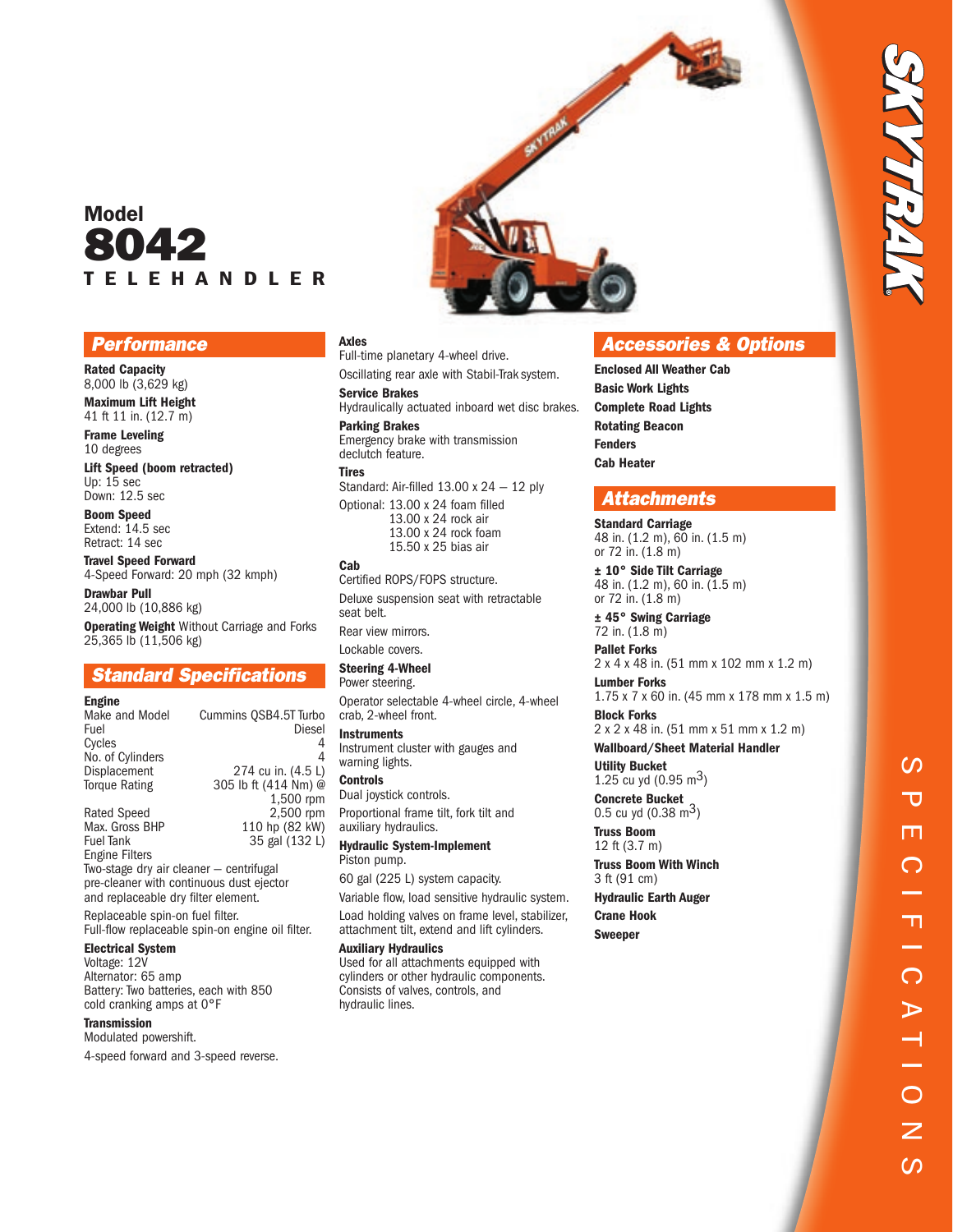# Model 8042 TELEHANDLER

SKYTRAK

SPECIFICATIONS

## Performance

**Rated Capacity**
8,000 lb (3,629 kg)

**Maximum Lift Height**
41 ft 11 in. (12.7 m)

**Frame Leveling**
10 degrees

**Lift Speed (boom retracted)**
Up: 15 sec
Down: 12.5 sec

**Boom Speed**
Extend: 14.5 sec
Retract: 14 sec

**Travel Speed Forward**
4-Speed Forward: 20 mph (32 kmph)

**Drawbar Pull**
24,000 lb (10,886 kg)

**Operating Weight** Without Carriage and Forks
25,365 lb (11,506 kg)

## Standard Specifications

**Engine**

| | |
|---|---|
| Make and Model | Cummins QSB4.5T Turbo |
| Fuel | Diesel |
| Cycles | 4 |
| No. of Cylinders | 4 |
| Displacement | 274 cu in. (4.5 L) |
| Torque Rating | 305 lb ft (414 Nm) @ 1,500 rpm |
| Rated Speed | 2,500 rpm |
| Max. Gross BHP | 110 hp (82 kW) |
| Fuel Tank | 35 gal (132 L) |

Engine Filters
Two-stage dry air cleaner – centrifugal pre-cleaner with continuous dust ejector and replaceable dry filter element.

Replaceable spin-on fuel filter.
Full-flow replaceable spin-on engine oil filter.

**Electrical System**
Voltage: 12V
Alternator: 65 amp
Battery: Two batteries, each with 850 cold cranking amps at 0°F

**Transmission**
Modulated powershift.

4-speed forward and 3-speed reverse.

**Axles**
Full-time planetary 4-wheel drive.

Oscillating rear axle with Stabil-Trak system.

**Service Brakes**
Hydraulically actuated inboard wet disc brakes.

**Parking Brakes**
Emergency brake with transmission declutch feature.

**Tires**
Standard: Air-filled 13.00 x 24 – 12 ply

Optional: 13.00 x 24 foam filled
13.00 x 24 rock air
13.00 x 24 rock foam
15.50 x 25 bias air

**Cab**
Certified ROPS/FOPS structure.

Deluxe suspension seat with retractable seat belt.

Rear view mirrors.

Lockable covers.

**Steering 4-Wheel**
Power steering.

Operator selectable 4-wheel circle, 4-wheel crab, 2-wheel front.

**Instruments**
Instrument cluster with gauges and warning lights.

**Controls**
Dual joystick controls.

Proportional frame tilt, fork tilt and auxiliary hydraulics.

**Hydraulic System-Implement**
Piston pump.

60 gal (225 L) system capacity.

Variable flow, load sensitive hydraulic system.

Load holding valves on frame level, stabilizer, attachment tilt, extend and lift cylinders.

**Auxiliary Hydraulics**
Used for all attachments equipped with cylinders or other hydraulic components. Consists of valves, controls, and hydraulic lines.

## Accessories & Options

**Enclosed All Weather Cab**
**Basic Work Lights**
**Complete Road Lights**
**Rotating Beacon**
**Fenders**
**Cab Heater**

## Attachments

**Standard Carriage**
48 in. (1.2 m), 60 in. (1.5 m) or 72 in. (1.8 m)

**± 10° Side Tilt Carriage**
48 in. (1.2 m), 60 in. (1.5 m) or 72 in. (1.8 m)

**± 45° Swing Carriage**
72 in. (1.8 m)

**Pallet Forks**
2 x 4 x 48 in. (51 mm x 102 mm x 1.2 m)

**Lumber Forks**
1.75 x 7 x 60 in. (45 mm x 178 mm x 1.5 m)

**Block Forks**
2 x 2 x 48 in. (51 mm x 51 mm x 1.2 m)

**Wallboard/Sheet Material Handler**

**Utility Bucket**
1.25 cu yd (0.95 $m^3$)

**Concrete Bucket**
0.5 cu yd (0.38 $m^3$)

**Truss Boom**
12 ft (3.7 m)

**Truss Boom With Winch**
3 ft (91 cm)

**Hydraulic Earth Auger**

**Crane Hook**

**Sweeper**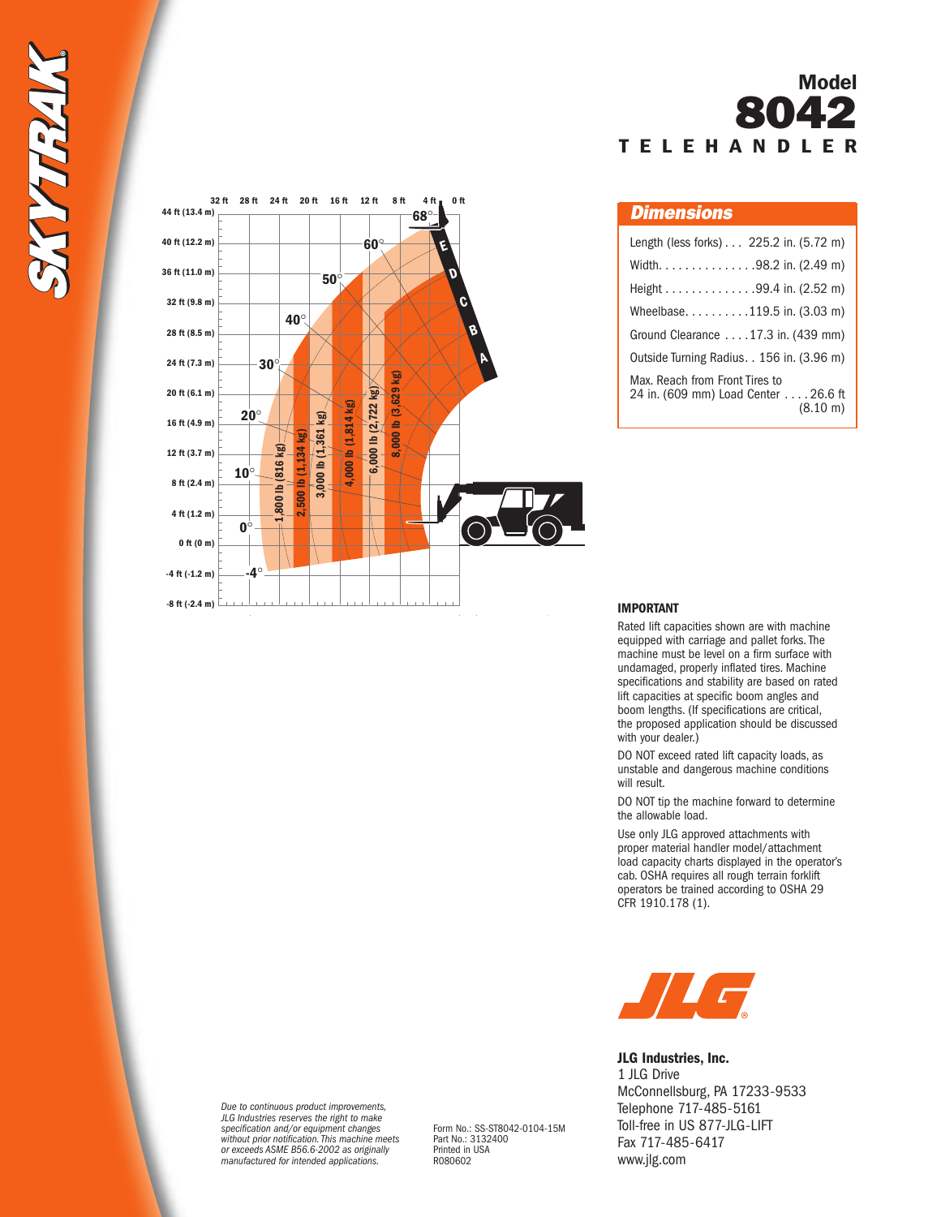SKYTRAK

# Model 8042 TELEHANDLER

32 ft 28 ft 24 ft 20 ft 16 ft 12 ft 8 ft 4 ft 0 ft

44 ft (13.4 m)
40 ft (12.2 m)
36 ft (11.0 m)
32 ft (9.8 m)
28 ft (8.5 m)
24 ft (7.3 m)
20 ft (6.1 m)
16 ft (4.9 m)
12 ft (3.7 m)
8 ft (2.4 m)
4 ft (1.2 m)
0 ft (0 m)
-4 ft (-1.2 m)
-8 ft (-2.4 m)

68° 60° 50° 40° 30° 20° 10° 0° -4°

E D C B A

1,800 lb (816 kg)
2,500 lb (1,134 kg)
3,000 lb (1,361 kg)
4,000 lb (1,814 kg)
6,000 lb (2,722 kg)
8,000 lb (3,629 kg)

## Dimensions

| | |
|---|---|
| Length (less forks) | 225.2 in. (5.72 m) |
| Width | 98.2 in. (2.49 m) |
| Height | 99.4 in. (2.52 m) |
| Wheelbase | 119.5 in. (3.03 m) |
| Ground Clearance | 17.3 in. (439 mm) |
| Outside Turning Radius | 156 in. (3.96 m) |
| Max. Reach from Front Tires to 24 in. (609 mm) Load Center | 26.6 ft (8.10 m) |

**IMPORTANT**

Rated lift capacities shown are with machine equipped with carriage and pallet forks. The machine must be level on a firm surface with undamaged, properly inflated tires. Machine specifications and stability are based on rated lift capacities at specific boom angles and boom lengths. (If specifications are critical, the proposed application should be discussed with your dealer.)

DO NOT exceed rated lift capacity loads, as unstable and dangerous machine conditions will result.

DO NOT tip the machine forward to determine the allowable load.

Use only JLG approved attachments with proper material handler model/attachment load capacity charts displayed in the operator's cab. OSHA requires all rough terrain forklift operators be trained according to OSHA 29 CFR 1910.178 (1).

JLG

**JLG Industries, Inc.**
1 JLG Drive
McConnellsburg, PA 17233-9533
Telephone 717-485-5161
Toll-free in US 877-JLG-LIFT
Fax 717-485-6417
www.jlg.com

*Due to continuous product improvements, JLG Industries reserves the right to make specification and/or equipment changes without prior notification. This machine meets or exceeds ASME B56.6-2002 as originally manufactured for intended applications.*

Form No.: SS-ST8042-0104-15M
Part No.: 3132400
Printed in USA
R080602